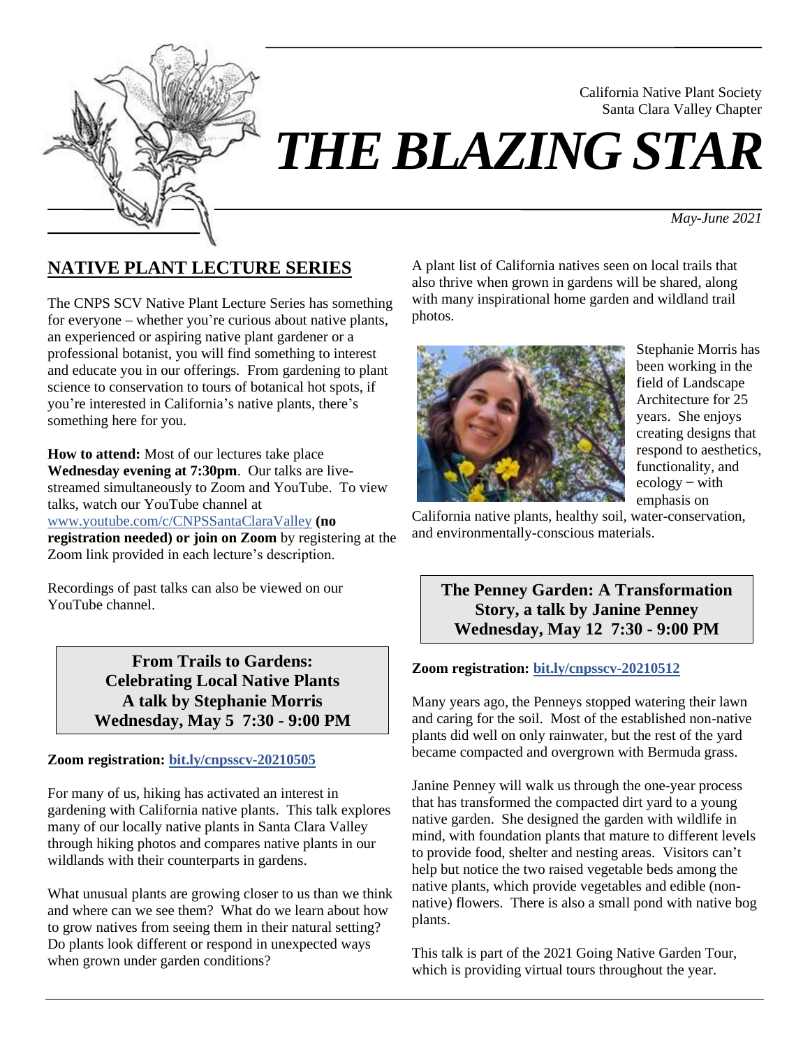California Native Plant Society
Santa Clara Valley Chapter

# *THE BLAZING STAR*

*May-June 2021*

## NATIVE PLANT LECTURE SERIES

The CNPS SCV Native Plant Lecture Series has something for everyone – whether you're curious about native plants, an experienced or aspiring native plant gardener or a professional botanist, you will find something to interest and educate you in our offerings. From gardening to plant science to conservation to tours of botanical hot spots, if you're interested in California's native plants, there's something here for you.

**How to attend:** Most of our lectures take place **Wednesday evening at 7:30pm**. Our talks are live-streamed simultaneously to Zoom and YouTube. To view talks, watch our YouTube channel at www.youtube.com/c/CNPSSantaClaraValley **(no registration needed) or join on Zoom** by registering at the Zoom link provided in each lecture's description.

Recordings of past talks can also be viewed on our YouTube channel.

### From Trails to Gardens: Celebrating Local Native Plants A talk by Stephanie Morris Wednesday, May 5 7:30 - 9:00 PM

**Zoom registration: bit.ly/cnpsscv-20210505**

For many of us, hiking has activated an interest in gardening with California native plants. This talk explores many of our locally native plants in Santa Clara Valley through hiking photos and compares native plants in our wildlands with their counterparts in gardens.

What unusual plants are growing closer to us than we think and where can we see them? What do we learn about how to grow natives from seeing them in their natural setting? Do plants look different or respond in unexpected ways when grown under garden conditions?

A plant list of California natives seen on local trails that also thrive when grown in gardens will be shared, along with many inspirational home garden and wildland trail photos.

Stephanie Morris has been working in the field of Landscape Architecture for 25 years. She enjoys creating designs that respond to aesthetics, functionality, and ecology – with emphasis on California native plants, healthy soil, water-conservation, and environmentally-conscious materials.

### The Penney Garden: A Transformation Story, a talk by Janine Penney Wednesday, May 12 7:30 - 9:00 PM

**Zoom registration: bit.ly/cnpsscv-20210512**

Many years ago, the Penneys stopped watering their lawn and caring for the soil. Most of the established non-native plants did well on only rainwater, but the rest of the yard became compacted and overgrown with Bermuda grass.

Janine Penney will walk us through the one-year process that has transformed the compacted dirt yard to a young native garden. She designed the garden with wildlife in mind, with foundation plants that mature to different levels to provide food, shelter and nesting areas. Visitors can't help but notice the two raised vegetable beds among the native plants, which provide vegetables and edible (non-native) flowers. There is also a small pond with native bog plants.

This talk is part of the 2021 Going Native Garden Tour, which is providing virtual tours throughout the year.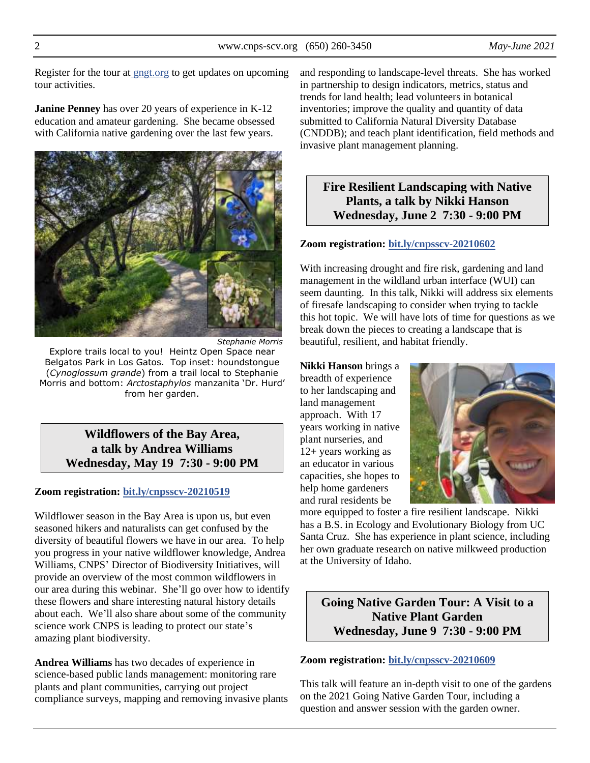Register for the tour at gngt.org to get updates on upcoming tour activities.

**Janine Penney** has over 20 years of experience in K-12 education and amateur gardening. She became obsessed with California native gardening over the last few years.

*Stephanie Morris*

Explore trails local to you! Heintz Open Space near Belgatos Park in Los Gatos. Top inset: houndstongue (*Cynoglossum grande*) from a trail local to Stephanie Morris and bottom: *Arctostaphylos* manzanita 'Dr. Hurd' from her garden.

## Wildflowers of the Bay Area, a talk by Andrea Williams Wednesday, May 19 7:30 - 9:00 PM

**Zoom registration: bit.ly/cnpsscv-20210519**

Wildflower season in the Bay Area is upon us, but even seasoned hikers and naturalists can get confused by the diversity of beautiful flowers we have in our area. To help you progress in your native wildflower knowledge, Andrea Williams, CNPS' Director of Biodiversity Initiatives, will provide an overview of the most common wildflowers in our area during this webinar. She'll go over how to identify these flowers and share interesting natural history details about each. We'll also share about some of the community science work CNPS is leading to protect our state's amazing plant biodiversity.

**Andrea Williams** has two decades of experience in science-based public lands management: monitoring rare plants and plant communities, carrying out project compliance surveys, mapping and removing invasive plants and responding to landscape-level threats. She has worked in partnership to design indicators, metrics, status and trends for land health; lead volunteers in botanical inventories; improve the quality and quantity of data submitted to California Natural Diversity Database (CNDDB); and teach plant identification, field methods and invasive plant management planning.

## Fire Resilient Landscaping with Native Plants, a talk by Nikki Hanson Wednesday, June 2 7:30 - 9:00 PM

**Zoom registration: bit.ly/cnpsscv-20210602**

With increasing drought and fire risk, gardening and land management in the wildland urban interface (WUI) can seem daunting. In this talk, Nikki will address six elements of firesafe landscaping to consider when trying to tackle this hot topic. We will have lots of time for questions as we break down the pieces to creating a landscape that is beautiful, resilient, and habitat friendly.

**Nikki Hanson** brings a breadth of experience to her landscaping and land management approach. With 17 years working in native plant nurseries, and 12+ years working as an educator in various capacities, she hopes to help home gardeners and rural residents be more equipped to foster a fire resilient landscape. Nikki has a B.S. in Ecology and Evolutionary Biology from UC Santa Cruz. She has experience in plant science, including her own graduate research on native milkweed production at the University of Idaho.

## Going Native Garden Tour: A Visit to a Native Plant Garden Wednesday, June 9 7:30 - 9:00 PM

**Zoom registration: bit.ly/cnpsscv-20210609**

This talk will feature an in-depth visit to one of the gardens on the 2021 Going Native Garden Tour, including a question and answer session with the garden owner.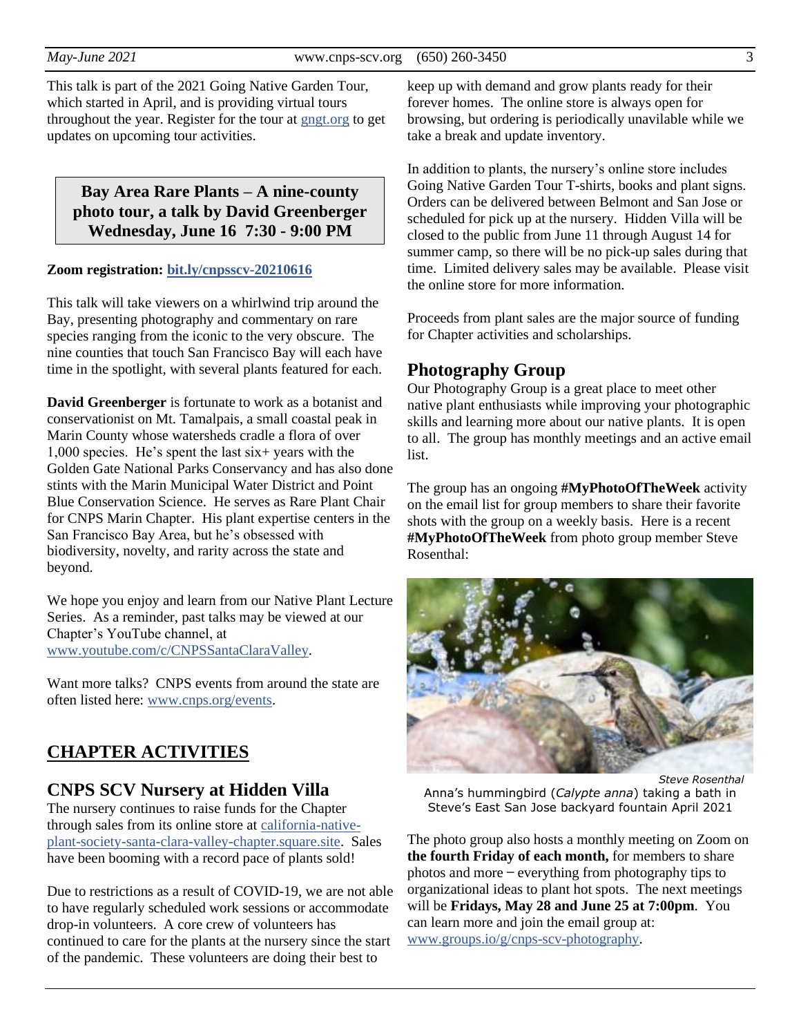This talk is part of the 2021 Going Native Garden Tour, which started in April, and is providing virtual tours throughout the year. Register for the tour at gngt.org to get updates on upcoming tour activities.

**Bay Area Rare Plants – A nine-county photo tour, a talk by David Greenberger**
**Wednesday, June 16 7:30 - 9:00 PM**

**Zoom registration: bit.ly/cnpsscv-20210616**

This talk will take viewers on a whirlwind trip around the Bay, presenting photography and commentary on rare species ranging from the iconic to the very obscure. The nine counties that touch San Francisco Bay will each have time in the spotlight, with several plants featured for each.

**David Greenberger** is fortunate to work as a botanist and conservationist on Mt. Tamalpais, a small coastal peak in Marin County whose watersheds cradle a flora of over 1,000 species. He's spent the last six+ years with the Golden Gate National Parks Conservancy and has also done stints with the Marin Municipal Water District and Point Blue Conservation Science. He serves as Rare Plant Chair for CNPS Marin Chapter. His plant expertise centers in the San Francisco Bay Area, but he's obsessed with biodiversity, novelty, and rarity across the state and beyond.

We hope you enjoy and learn from our Native Plant Lecture Series. As a reminder, past talks may be viewed at our Chapter's YouTube channel, at www.youtube.com/c/CNPSSantaClaraValley.

Want more talks? CNPS events from around the state are often listed here: www.cnps.org/events.

# CHAPTER ACTIVITIES

## CNPS SCV Nursery at Hidden Villa

The nursery continues to raise funds for the Chapter through sales from its online store at california-native-plant-society-santa-clara-valley-chapter.square.site. Sales have been booming with a record pace of plants sold!

Due to restrictions as a result of COVID-19, we are not able to have regularly scheduled work sessions or accommodate drop-in volunteers. A core crew of volunteers has continued to care for the plants at the nursery since the start of the pandemic. These volunteers are doing their best to keep up with demand and grow plants ready for their forever homes. The online store is always open for browsing, but ordering is periodically unavilable while we take a break and update inventory.

In addition to plants, the nursery's online store includes Going Native Garden Tour T-shirts, books and plant signs. Orders can be delivered between Belmont and San Jose or scheduled for pick up at the nursery. Hidden Villa will be closed to the public from June 11 through August 14 for summer camp, so there will be no pick-up sales during that time. Limited delivery sales may be available. Please visit the online store for more information.

Proceeds from plant sales are the major source of funding for Chapter activities and scholarships.

## Photography Group

Our Photography Group is a great place to meet other native plant enthusiasts while improving your photographic skills and learning more about our native plants. It is open to all. The group has monthly meetings and an active email list.

The group has an ongoing **#MyPhotoOfTheWeek** activity on the email list for group members to share their favorite shots with the group on a weekly basis. Here is a recent **#MyPhotoOfTheWeek** from photo group member Steve Rosenthal:

*Steve Rosenthal*

Anna's hummingbird (*Calypte anna*) taking a bath in Steve's East San Jose backyard fountain April 2021

The photo group also hosts a monthly meeting on Zoom on **the fourth Friday of each month,** for members to share photos and more – everything from photography tips to organizational ideas to plant hot spots. The next meetings will be **Fridays, May 28 and June 25 at 7:00pm**. You can learn more and join the email group at: www.groups.io/g/cnps-scv-photography.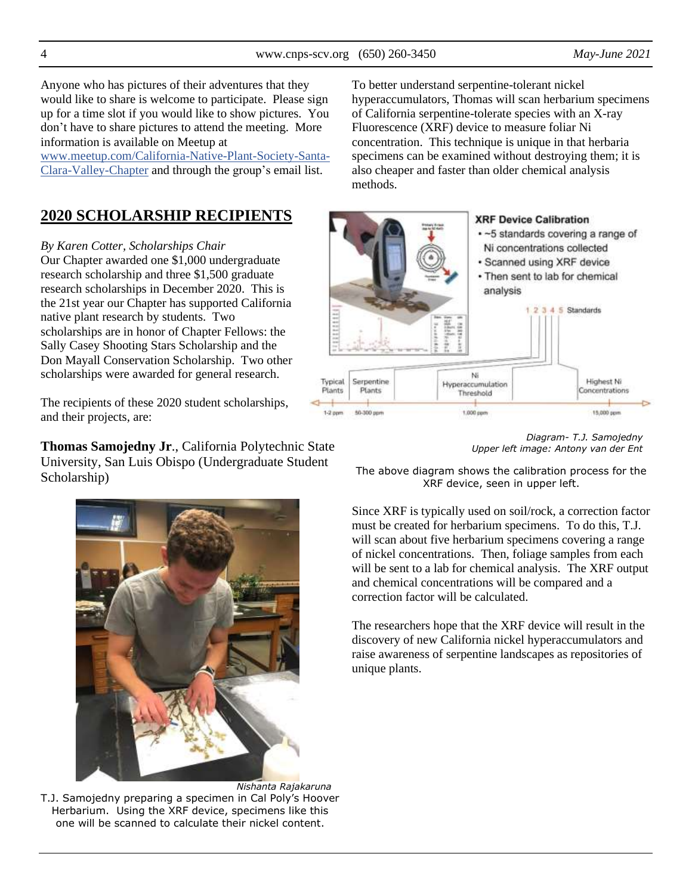Anyone who has pictures of their adventures that they would like to share is welcome to participate. Please sign up for a time slot if you would like to show pictures. You don't have to share pictures to attend the meeting. More information is available on Meetup at [www.meetup.com/California-Native-Plant-Society-Santa-Clara-Valley-Chapter](www.meetup.com/California-Native-Plant-Society-Santa-Clara-Valley-Chapter) and through the group's email list.

## 2020 SCHOLARSHIP RECIPIENTS

*By Karen Cotter, Scholarships Chair*

Our Chapter awarded one $1,000 undergraduate research scholarship and three $1,500 graduate research scholarships in December 2020. This is the 21st year our Chapter has supported California native plant research by students. Two scholarships are in honor of Chapter Fellows: the Sally Casey Shooting Stars Scholarship and the Don Mayall Conservation Scholarship. Two other scholarships were awarded for general research.

The recipients of these 2020 student scholarships, and their projects, are:

**Thomas Samojedny Jr**., California Polytechnic State University, San Luis Obispo (Undergraduate Student Scholarship)

*Nishanta Rajakaruna*

T.J. Samojedny preparing a specimen in Cal Poly's Hoover Herbarium. Using the XRF device, specimens like this one will be scanned to calculate their nickel content.

To better understand serpentine-tolerant nickel hyperaccumulators, Thomas will scan herbarium specimens of California serpentine-tolerate species with an X-ray Fluorescence (XRF) device to measure foliar Ni concentration. This technique is unique in that herbaria specimens can be examined without destroying them; it is also cheaper and faster than older chemical analysis methods.

**XRF Device Calibration**
- ~5 standards covering a range of Ni concentrations collected
- Scanned using XRF device
- Then sent to lab for chemical analysis

1 2 3 4 5 Standards

Typical Plants (1-2 ppm) | Serpentine Plants (50-300 ppm) | Ni Hyperaccumulation Threshold (1,000 ppm) | Highest Ni Concentrations (15,000 ppm)

*Diagram- T.J. Samojedny*
*Upper left image: Antony van der Ent*

The above diagram shows the calibration process for the XRF device, seen in upper left.

Since XRF is typically used on soil/rock, a correction factor must be created for herbarium specimens. To do this, T.J. will scan about five herbarium specimens covering a range of nickel concentrations. Then, foliage samples from each will be sent to a lab for chemical analysis. The XRF output and chemical concentrations will be compared and a correction factor will be calculated.

The researchers hope that the XRF device will result in the discovery of new California nickel hyperaccumulators and raise awareness of serpentine landscapes as repositories of unique plants.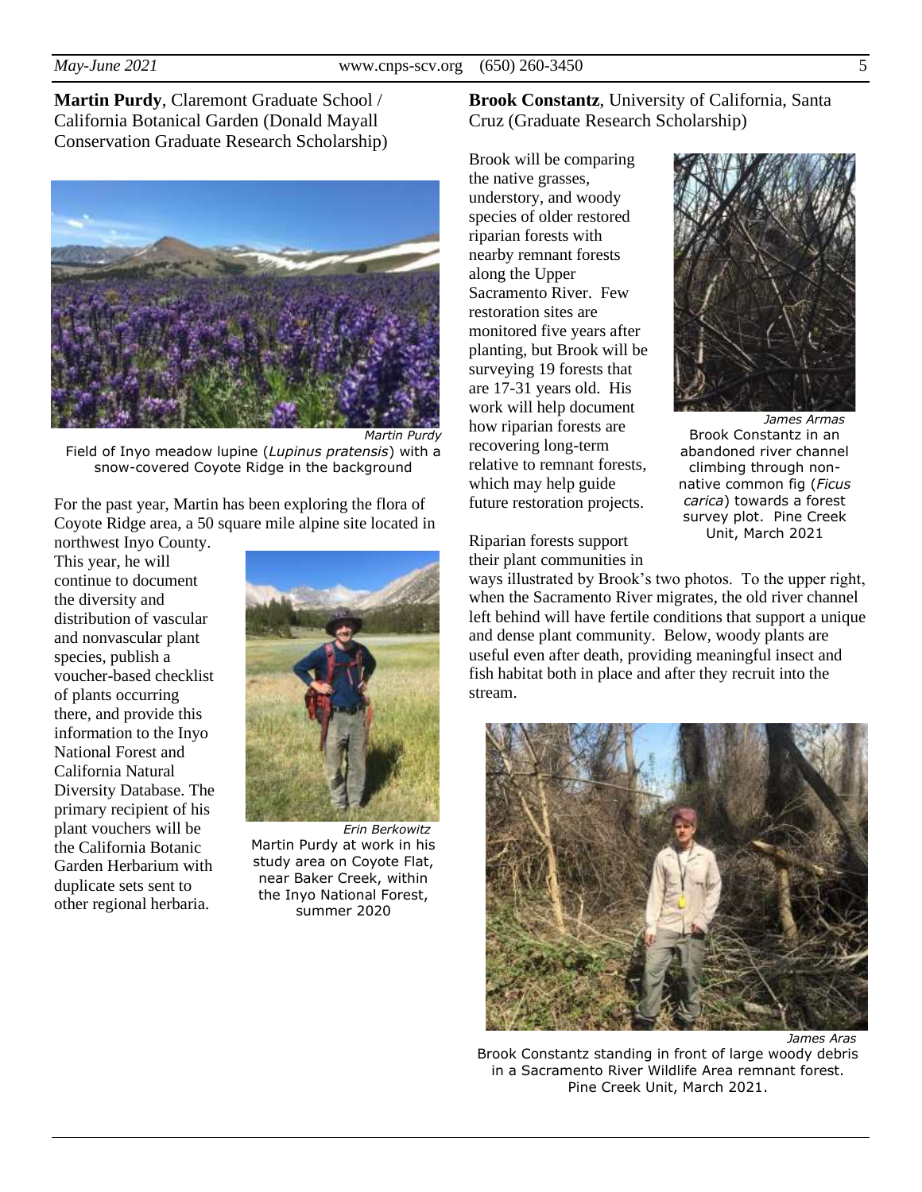**Martin Purdy**, Claremont Graduate School / California Botanical Garden (Donald Mayall Conservation Graduate Research Scholarship)

*Martin Purdy*

Field of Inyo meadow lupine (*Lupinus pratensis*) with a snow-covered Coyote Ridge in the background

For the past year, Martin has been exploring the flora of Coyote Ridge area, a 50 square mile alpine site located in northwest Inyo County. This year, he will continue to document the diversity and distribution of vascular and nonvascular plant species, publish a voucher-based checklist of plants occurring there, and provide this information to the Inyo National Forest and California Natural Diversity Database. The primary recipient of his plant vouchers will be the California Botanic Garden Herbarium with duplicate sets sent to other regional herbaria.

*Erin Berkowitz*

Martin Purdy at work in his study area on Coyote Flat, near Baker Creek, within the Inyo National Forest, summer 2020

**Brook Constantz**, University of California, Santa Cruz (Graduate Research Scholarship)

Brook will be comparing the native grasses, understory, and woody species of older restored riparian forests with nearby remnant forests along the Upper Sacramento River. Few restoration sites are monitored five years after planting, but Brook will be surveying 19 forests that are 17-31 years old. His work will help document how riparian forests are recovering long-term relative to remnant forests, which may help guide future restoration projects.

*James Armas*

Brook Constantz in an abandoned river channel climbing through non-native common fig (*Ficus carica*) towards a forest survey plot. Pine Creek Unit, March 2021

Riparian forests support their plant communities in ways illustrated by Brook's two photos. To the upper right, when the Sacramento River migrates, the old river channel left behind will have fertile conditions that support a unique and dense plant community. Below, woody plants are useful even after death, providing meaningful insect and fish habitat both in place and after they recruit into the stream.

*James Aras*

Brook Constantz standing in front of large woody debris in a Sacramento River Wildlife Area remnant forest. Pine Creek Unit, March 2021.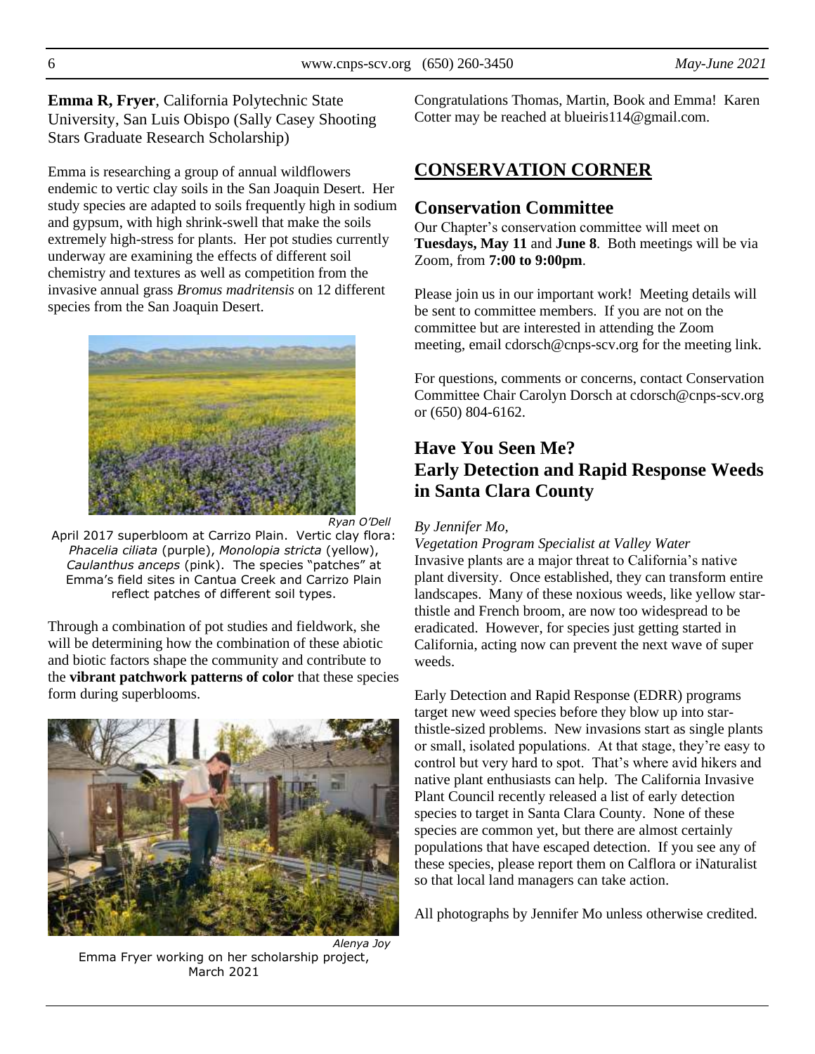**Emma R, Fryer**, California Polytechnic State University, San Luis Obispo (Sally Casey Shooting Stars Graduate Research Scholarship)

Emma is researching a group of annual wildflowers endemic to vertic clay soils in the San Joaquin Desert. Her study species are adapted to soils frequently high in sodium and gypsum, with high shrink-swell that make the soils extremely high-stress for plants. Her pot studies currently underway are examining the effects of different soil chemistry and textures as well as competition from the invasive annual grass *Bromus madritensis* on 12 different species from the San Joaquin Desert.

*Ryan O'Dell*

April 2017 superbloom at Carrizo Plain. Vertic clay flora: *Phacelia ciliata* (purple), *Monolopia stricta* (yellow), *Caulanthus anceps* (pink). The species "patches" at Emma's field sites in Cantua Creek and Carrizo Plain reflect patches of different soil types.

Through a combination of pot studies and fieldwork, she will be determining how the combination of these abiotic and biotic factors shape the community and contribute to the **vibrant patchwork patterns of color** that these species form during superblooms.

*Alenya Joy*

Emma Fryer working on her scholarship project, March 2021

Congratulations Thomas, Martin, Book and Emma! Karen Cotter may be reached at blueiris114@gmail.com.

## CONSERVATION CORNER

### Conservation Committee

Our Chapter's conservation committee will meet on **Tuesdays, May 11** and **June 8**. Both meetings will be via Zoom, from **7:00 to 9:00pm**.

Please join us in our important work! Meeting details will be sent to committee members. If you are not on the committee but are interested in attending the Zoom meeting, email cdorsch@cnps-scv.org for the meeting link.

For questions, comments or concerns, contact Conservation Committee Chair Carolyn Dorsch at cdorsch@cnps-scv.org or (650) 804-6162.

### Have You Seen Me? Early Detection and Rapid Response Weeds in Santa Clara County

*By Jennifer Mo,*
*Vegetation Program Specialist at Valley Water*

Invasive plants are a major threat to California's native plant diversity. Once established, they can transform entire landscapes. Many of these noxious weeds, like yellow star-thistle and French broom, are now too widespread to be eradicated. However, for species just getting started in California, acting now can prevent the next wave of super weeds.

Early Detection and Rapid Response (EDRR) programs target new weed species before they blow up into star-thistle-sized problems. New invasions start as single plants or small, isolated populations. At that stage, they're easy to control but very hard to spot. That's where avid hikers and native plant enthusiasts can help. The California Invasive Plant Council recently released a list of early detection species to target in Santa Clara County. None of these species are common yet, but there are almost certainly populations that have escaped detection. If you see any of these species, please report them on Calflora or iNaturalist so that local land managers can take action.

All photographs by Jennifer Mo unless otherwise credited.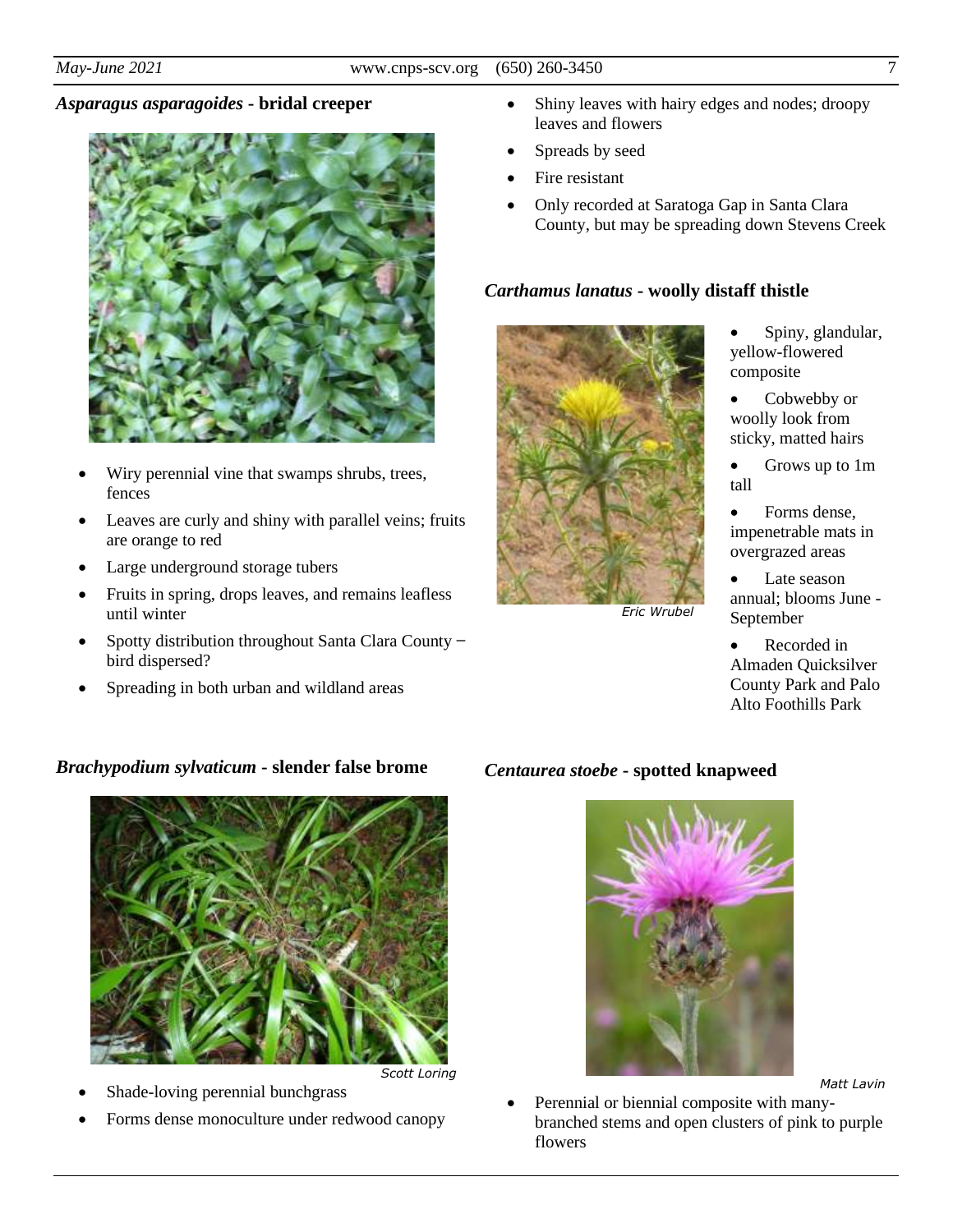### *Asparagus asparagoides* - bridal creeper

- Wiry perennial vine that swamps shrubs, trees, fences
- Leaves are curly and shiny with parallel veins; fruits are orange to red
- Large underground storage tubers
- Fruits in spring, drops leaves, and remains leafless until winter
- Spotty distribution throughout Santa Clara County – bird dispersed?
- Spreading in both urban and wildland areas

### *Brachypodium sylvaticum* - slender false brome

Scott Loring

- Shade-loving perennial bunchgrass
- Forms dense monoculture under redwood canopy
- Shiny leaves with hairy edges and nodes; droopy leaves and flowers
- Spreads by seed
- Fire resistant
- Only recorded at Saratoga Gap in Santa Clara County, but may be spreading down Stevens Creek

### *Carthamus lanatus* - woolly distaff thistle

Eric Wrubel

- Spiny, glandular, yellow-flowered composite
- Cobwebby or woolly look from sticky, matted hairs
- Grows up to 1m tall
- Forms dense, impenetrable mats in overgrazed areas
- Late season annual; blooms June - September
- Recorded in Almaden Quicksilver County Park and Palo Alto Foothills Park

### *Centaurea stoebe* - spotted knapweed

Matt Lavin

- Perennial or biennial composite with many-branched stems and open clusters of pink to purple flowers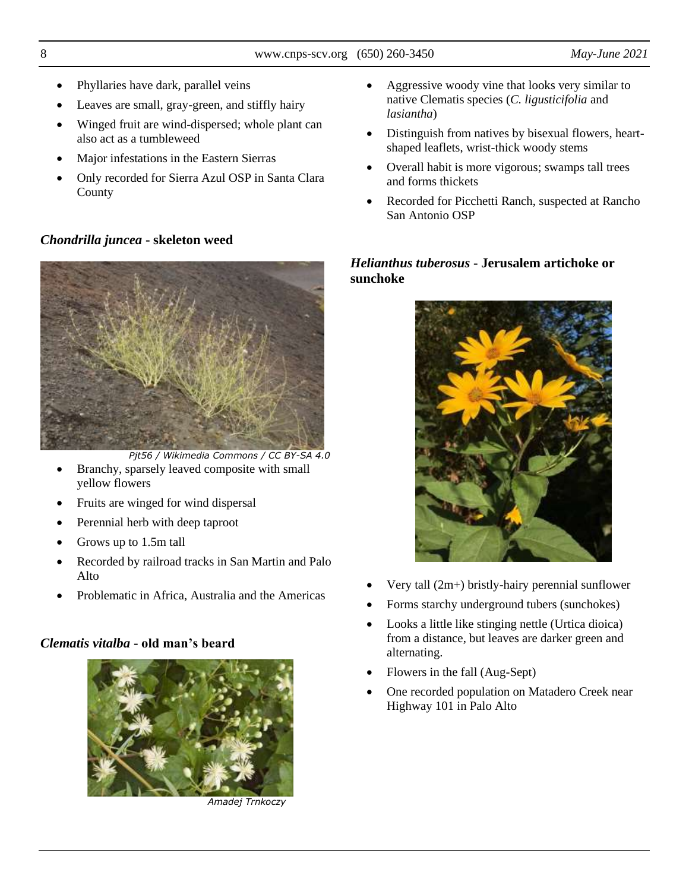- Phyllaries have dark, parallel veins
- Leaves are small, gray-green, and stiffly hairy
- Winged fruit are wind-dispersed; whole plant can also act as a tumbleweed
- Major infestations in the Eastern Sierras
- Only recorded for Sierra Azul OSP in Santa Clara County

### *Chondrilla juncea* - skeleton weed

Pjt56 / Wikimedia Commons / CC BY-SA 4.0

- Branchy, sparsely leaved composite with small yellow flowers
- Fruits are winged for wind dispersal
- Perennial herb with deep taproot
- Grows up to 1.5m tall
- Recorded by railroad tracks in San Martin and Palo Alto
- Problematic in Africa, Australia and the Americas

### *Clematis vitalba* - old man's beard

Amadej Trnkoczy

- Aggressive woody vine that looks very similar to native Clematis species (*C. ligusticifolia* and *lasiantha*)
- Distinguish from natives by bisexual flowers, heart-shaped leaflets, wrist-thick woody stems
- Overall habit is more vigorous; swamps tall trees and forms thickets
- Recorded for Picchetti Ranch, suspected at Rancho San Antonio OSP

### *Helianthus tuberosus* - Jerusalem artichoke or sunchoke

- Very tall (2m+) bristly-hairy perennial sunflower
- Forms starchy underground tubers (sunchokes)
- Looks a little like stinging nettle (Urtica dioica) from a distance, but leaves are darker green and alternating.
- Flowers in the fall (Aug-Sept)
- One recorded population on Matadero Creek near Highway 101 in Palo Alto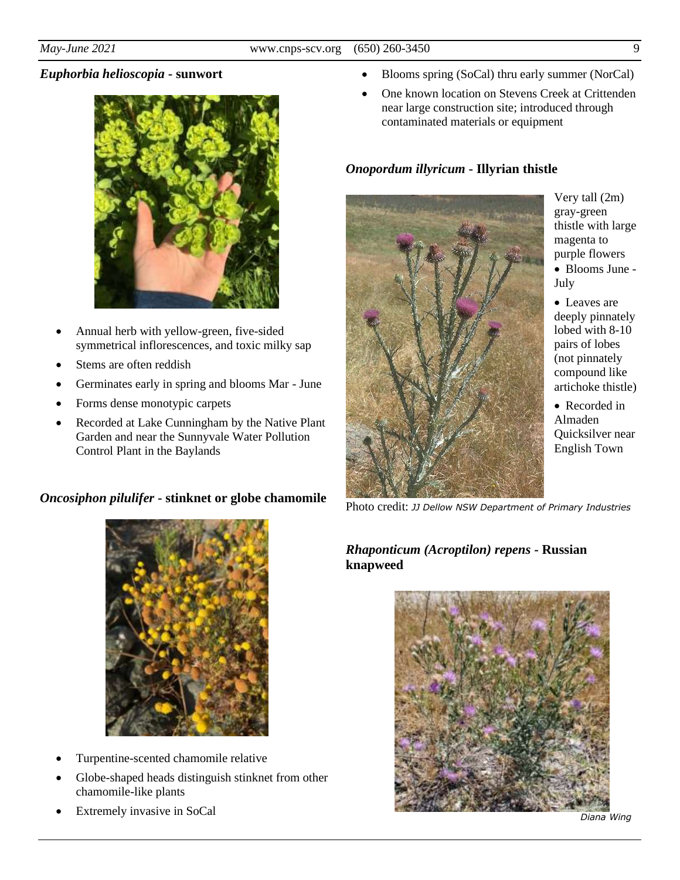### *Euphorbia helioscopia* - sunwort

- Annual herb with yellow-green, five-sided symmetrical inflorescences, and toxic milky sap
- Stems are often reddish
- Germinates early in spring and blooms Mar - June
- Forms dense monotypic carpets
- Recorded at Lake Cunningham by the Native Plant Garden and near the Sunnyvale Water Pollution Control Plant in the Baylands

### *Oncosiphon pilulifer* - stinknet or globe chamomile

- Turpentine-scented chamomile relative
- Globe-shaped heads distinguish stinknet from other chamomile-like plants
- Extremely invasive in SoCal
- Blooms spring (SoCal) thru early summer (NorCal)
- One known location on Stevens Creek at Crittenden near large construction site; introduced through contaminated materials or equipment

### *Onopordum illyricum* - Illyrian thistle

Very tall (2m) gray-green thistle with large magenta to purple flowers

- Blooms June - July
- Leaves are deeply pinnately lobed with 8-10 pairs of lobes (not pinnately compound like artichoke thistle)
- Recorded in Almaden Quicksilver near English Town

Photo credit: *JJ Dellow NSW Department of Primary Industries*

### *Rhaponticum (Acroptilon) repens* - Russian knapweed

*Diana Wing*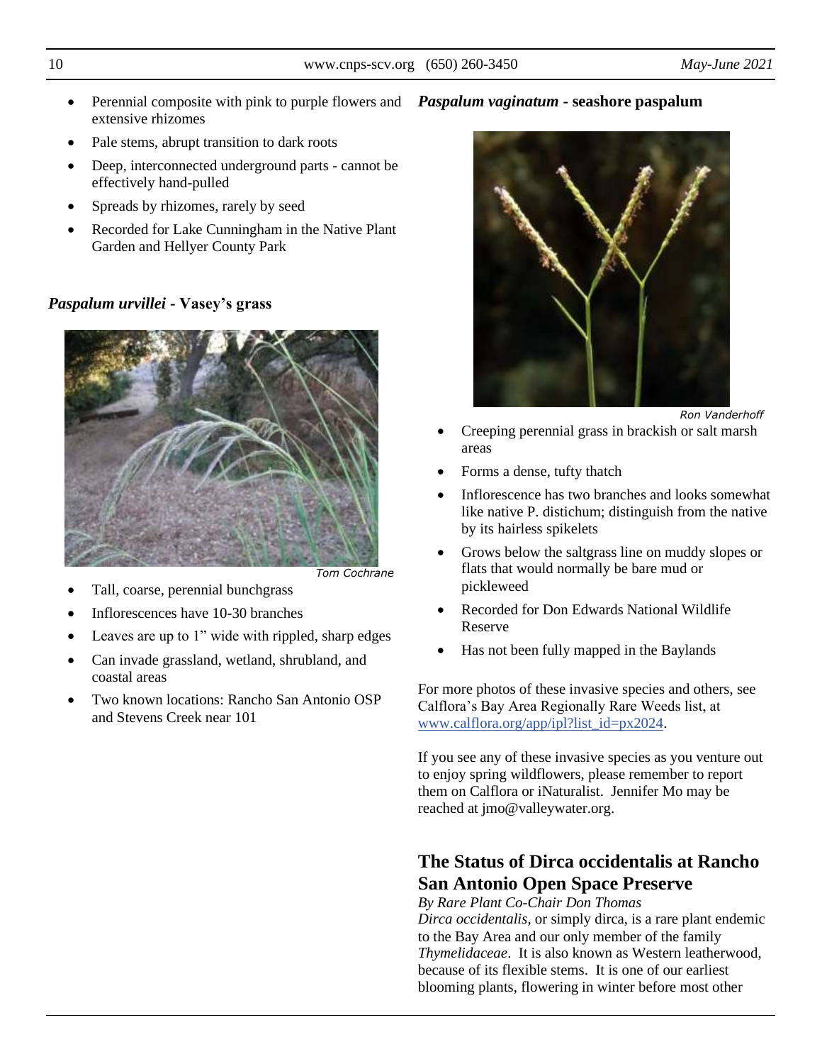- Perennial composite with pink to purple flowers and extensive rhizomes
- Pale stems, abrupt transition to dark roots
- Deep, interconnected underground parts - cannot be effectively hand-pulled
- Spreads by rhizomes, rarely by seed
- Recorded for Lake Cunningham in the Native Plant Garden and Hellyer County Park

### *Paspalum urvillei* - Vasey's grass

*Tom Cochrane*

- Tall, coarse, perennial bunchgrass
- Inflorescences have 10-30 branches
- Leaves are up to 1" wide with rippled, sharp edges
- Can invade grassland, wetland, shrubland, and coastal areas
- Two known locations: Rancho San Antonio OSP and Stevens Creek near 101

### *Paspalum vaginatum* - seashore paspalum

*Ron Vanderhoff*

- Creeping perennial grass in brackish or salt marsh areas
- Forms a dense, tufty thatch
- Inflorescence has two branches and looks somewhat like native P. distichum; distinguish from the native by its hairless spikelets
- Grows below the saltgrass line on muddy slopes or flats that would normally be bare mud or pickleweed
- Recorded for Don Edwards National Wildlife Reserve
- Has not been fully mapped in the Baylands

For more photos of these invasive species and others, see Calflora's Bay Area Regionally Rare Weeds list, at [www.calflora.org/app/ipl?list_id=px2024](www.calflora.org/app/ipl?list_id=px2024).

If you see any of these invasive species as you venture out to enjoy spring wildflowers, please remember to report them on Calflora or iNaturalist. Jennifer Mo may be reached at jmo@valleywater.org.

## The Status of Dirca occidentalis at Rancho San Antonio Open Space Preserve

*By Rare Plant Co-Chair Don Thomas*

*Dirca occidentalis*, or simply dirca, is a rare plant endemic to the Bay Area and our only member of the family *Thymelidaceae*. It is also known as Western leatherwood, because of its flexible stems. It is one of our earliest blooming plants, flowering in winter before most other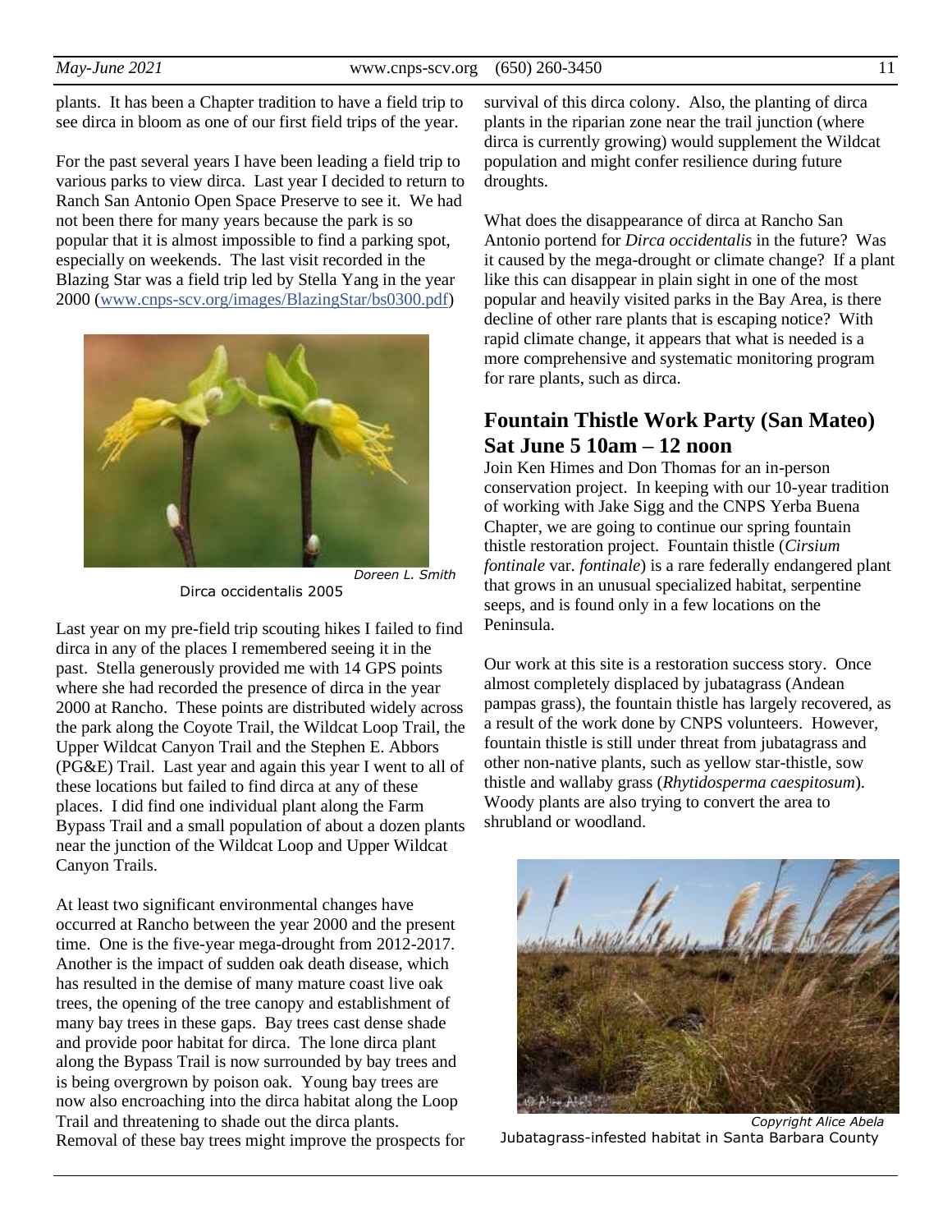plants. It has been a Chapter tradition to have a field trip to see dirca in bloom as one of our first field trips of the year.

For the past several years I have been leading a field trip to various parks to view dirca. Last year I decided to return to Ranch San Antonio Open Space Preserve to see it. We had not been there for many years because the park is so popular that it is almost impossible to find a parking spot, especially on weekends. The last visit recorded in the Blazing Star was a field trip led by Stella Yang in the year 2000 (www.cnps-scv.org/images/BlazingStar/bs0300.pdf)

Doreen L. Smith

Dirca occidentalis 2005

Last year on my pre-field trip scouting hikes I failed to find dirca in any of the places I remembered seeing it in the past. Stella generously provided me with 14 GPS points where she had recorded the presence of dirca in the year 2000 at Rancho. These points are distributed widely across the park along the Coyote Trail, the Wildcat Loop Trail, the Upper Wildcat Canyon Trail and the Stephen E. Abbors (PG&E) Trail. Last year and again this year I went to all of these locations but failed to find dirca at any of these places. I did find one individual plant along the Farm Bypass Trail and a small population of about a dozen plants near the junction of the Wildcat Loop and Upper Wildcat Canyon Trails.

At least two significant environmental changes have occurred at Rancho between the year 2000 and the present time. One is the five-year mega-drought from 2012-2017. Another is the impact of sudden oak death disease, which has resulted in the demise of many mature coast live oak trees, the opening of the tree canopy and establishment of many bay trees in these gaps. Bay trees cast dense shade and provide poor habitat for dirca. The lone dirca plant along the Bypass Trail is now surrounded by bay trees and is being overgrown by poison oak. Young bay trees are now also encroaching into the dirca habitat along the Loop Trail and threatening to shade out the dirca plants. Removal of these bay trees might improve the prospects for survival of this dirca colony. Also, the planting of dirca plants in the riparian zone near the trail junction (where dirca is currently growing) would supplement the Wildcat population and might confer resilience during future droughts.

What does the disappearance of dirca at Rancho San Antonio portend for *Dirca occidentalis* in the future? Was it caused by the mega-drought or climate change? If a plant like this can disappear in plain sight in one of the most popular and heavily visited parks in the Bay Area, is there decline of other rare plants that is escaping notice? With rapid climate change, it appears that what is needed is a more comprehensive and systematic monitoring program for rare plants, such as dirca.

## Fountain Thistle Work Party (San Mateo) Sat June 5 10am – 12 noon

Join Ken Himes and Don Thomas for an in-person conservation project. In keeping with our 10-year tradition of working with Jake Sigg and the CNPS Yerba Buena Chapter, we are going to continue our spring fountain thistle restoration project. Fountain thistle (*Cirsium fontinale* var. *fontinale*) is a rare federally endangered plant that grows in an unusual specialized habitat, serpentine seeps, and is found only in a few locations on the Peninsula.

Our work at this site is a restoration success story. Once almost completely displaced by jubatagrass (Andean pampas grass), the fountain thistle has largely recovered, as a result of the work done by CNPS volunteers. However, fountain thistle is still under threat from jubatagrass and other non-native plants, such as yellow star-thistle, sow thistle and wallaby grass (*Rhytidosperma caespitosum*). Woody plants are also trying to convert the area to shrubland or woodland.

Copyright Alice Abela

Jubatagrass-infested habitat in Santa Barbara County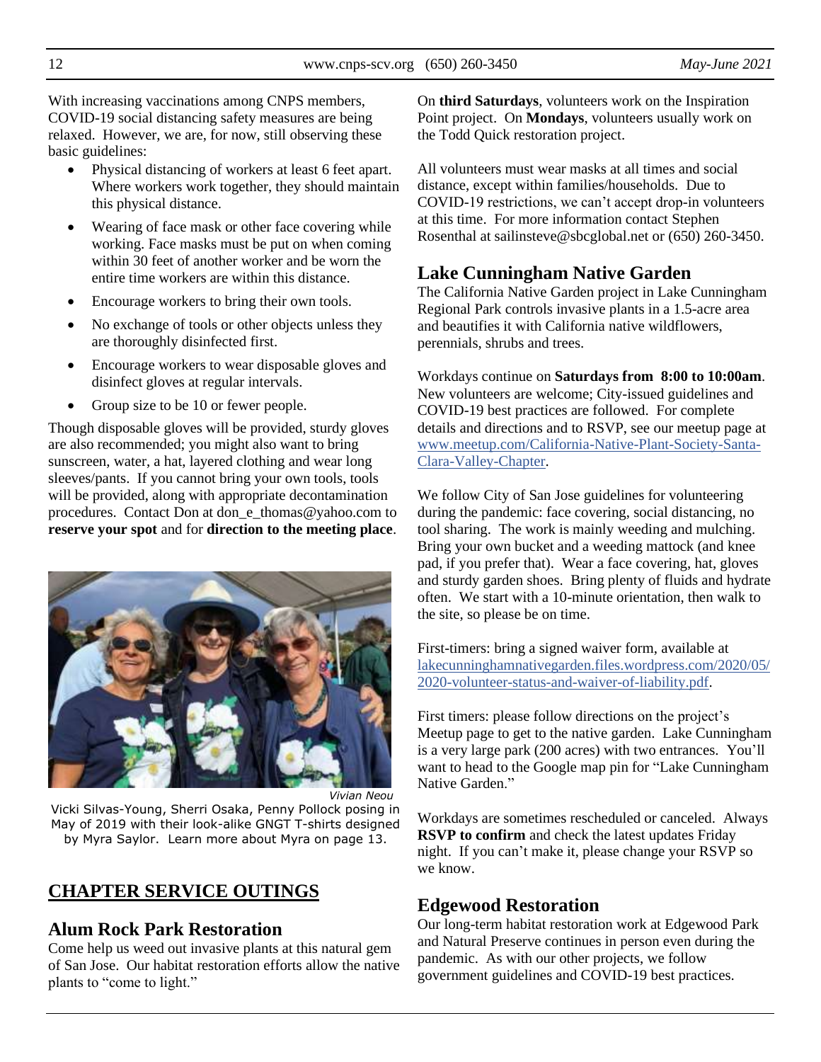With increasing vaccinations among CNPS members, COVID-19 social distancing safety measures are being relaxed. However, we are, for now, still observing these basic guidelines:

- Physical distancing of workers at least 6 feet apart. Where workers work together, they should maintain this physical distance.
- Wearing of face mask or other face covering while working. Face masks must be put on when coming within 30 feet of another worker and be worn the entire time workers are within this distance.
- Encourage workers to bring their own tools.
- No exchange of tools or other objects unless they are thoroughly disinfected first.
- Encourage workers to wear disposable gloves and disinfect gloves at regular intervals.
- Group size to be 10 or fewer people.

Though disposable gloves will be provided, sturdy gloves are also recommended; you might also want to bring sunscreen, water, a hat, layered clothing and wear long sleeves/pants. If you cannot bring your own tools, tools will be provided, along with appropriate decontamination procedures. Contact Don at don_e_thomas@yahoo.com to **reserve your spot** and for **direction to the meeting place**.

*Vivian Neou*

Vicki Silvas-Young, Sherri Osaka, Penny Pollock posing in May of 2019 with their look-alike GNGT T-shirts designed by Myra Saylor. Learn more about Myra on page 13.

## CHAPTER SERVICE OUTINGS

### Alum Rock Park Restoration

Come help us weed out invasive plants at this natural gem of San Jose. Our habitat restoration efforts allow the native plants to "come to light."

On **third Saturdays**, volunteers work on the Inspiration Point project. On **Mondays**, volunteers usually work on the Todd Quick restoration project.

All volunteers must wear masks at all times and social distance, except within families/households. Due to COVID-19 restrictions, we can't accept drop-in volunteers at this time. For more information contact Stephen Rosenthal at sailinsteve@sbcglobal.net or (650) 260-3450.

### Lake Cunningham Native Garden

The California Native Garden project in Lake Cunningham Regional Park controls invasive plants in a 1.5-acre area and beautifies it with California native wildflowers, perennials, shrubs and trees.

Workdays continue on **Saturdays from 8:00 to 10:00am**. New volunteers are welcome; City-issued guidelines and COVID-19 best practices are followed. For complete details and directions and to RSVP, see our meetup page at www.meetup.com/California-Native-Plant-Society-Santa-Clara-Valley-Chapter.

We follow City of San Jose guidelines for volunteering during the pandemic: face covering, social distancing, no tool sharing. The work is mainly weeding and mulching. Bring your own bucket and a weeding mattock (and knee pad, if you prefer that). Wear a face covering, hat, gloves and sturdy garden shoes. Bring plenty of fluids and hydrate often. We start with a 10-minute orientation, then walk to the site, so please be on time.

First-timers: bring a signed waiver form, available at lakecunninghamnativegarden.files.wordpress.com/2020/05/2020-volunteer-status-and-waiver-of-liability.pdf.

First timers: please follow directions on the project's Meetup page to get to the native garden. Lake Cunningham is a very large park (200 acres) with two entrances. You'll want to head to the Google map pin for "Lake Cunningham Native Garden."

Workdays are sometimes rescheduled or canceled. Always **RSVP to confirm** and check the latest updates Friday night. If you can't make it, please change your RSVP so we know.

### Edgewood Restoration

Our long-term habitat restoration work at Edgewood Park and Natural Preserve continues in person even during the pandemic. As with our other projects, we follow government guidelines and COVID-19 best practices.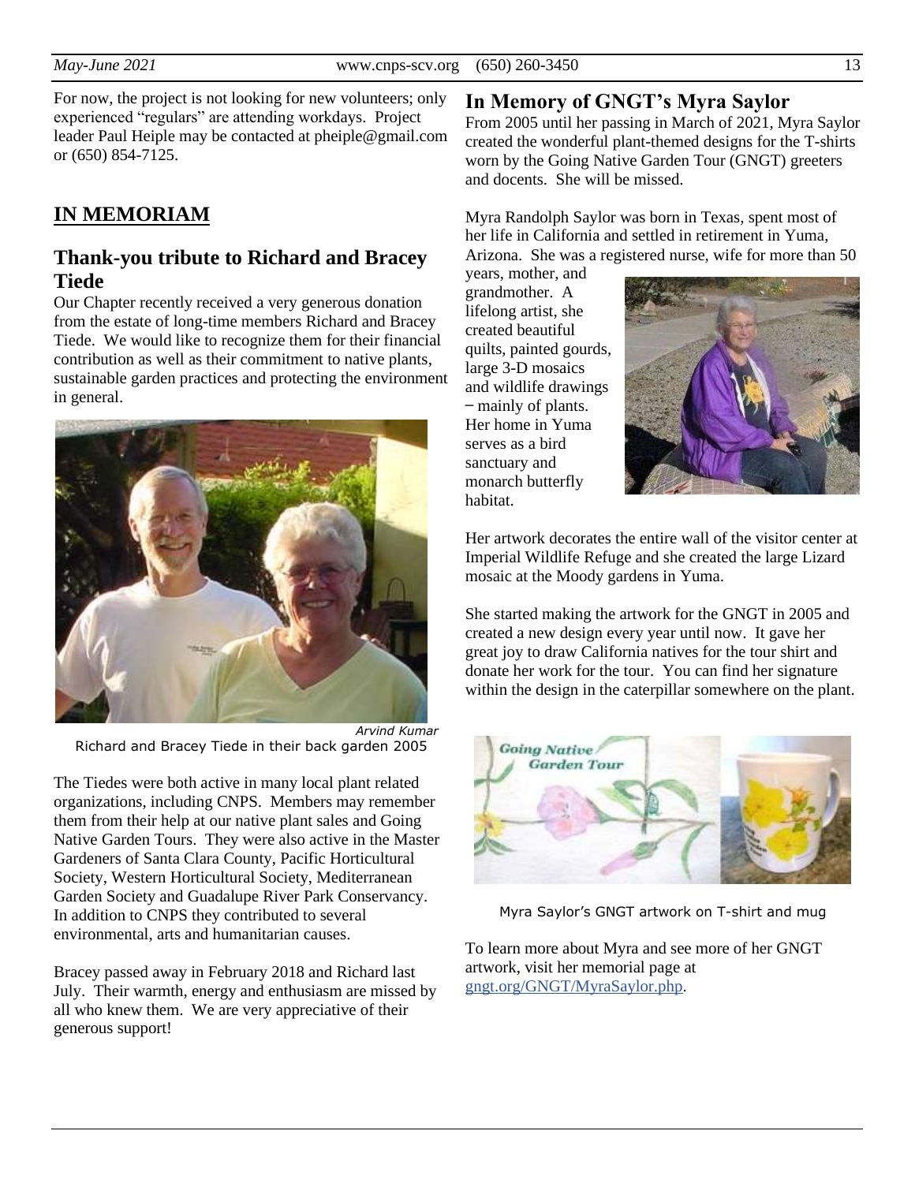For now, the project is not looking for new volunteers; only experienced "regulars" are attending workdays. Project leader Paul Heiple may be contacted at pheiple@gmail.com or (650) 854-7125.

## IN MEMORIAM

### Thank-you tribute to Richard and Bracey Tiede

Our Chapter recently received a very generous donation from the estate of long-time members Richard and Bracey Tiede. We would like to recognize them for their financial contribution as well as their commitment to native plants, sustainable garden practices and protecting the environment in general.

*Arvind Kumar*

Richard and Bracey Tiede in their back garden 2005

The Tiedes were both active in many local plant related organizations, including CNPS. Members may remember them from their help at our native plant sales and Going Native Garden Tours. They were also active in the Master Gardeners of Santa Clara County, Pacific Horticultural Society, Western Horticultural Society, Mediterranean Garden Society and Guadalupe River Park Conservancy. In addition to CNPS they contributed to several environmental, arts and humanitarian causes.

Bracey passed away in February 2018 and Richard last July. Their warmth, energy and enthusiasm are missed by all who knew them. We are very appreciative of their generous support!

### In Memory of GNGT's Myra Saylor

From 2005 until her passing in March of 2021, Myra Saylor created the wonderful plant-themed designs for the T-shirts worn by the Going Native Garden Tour (GNGT) greeters and docents. She will be missed.

Myra Randolph Saylor was born in Texas, spent most of her life in California and settled in retirement in Yuma, Arizona. She was a registered nurse, wife for more than 50 years, mother, and grandmother. A lifelong artist, she created beautiful quilts, painted gourds, large 3-D mosaics and wildlife drawings – mainly of plants. Her home in Yuma serves as a bird sanctuary and monarch butterfly habitat.

Her artwork decorates the entire wall of the visitor center at Imperial Wildlife Refuge and she created the large Lizard mosaic at the Moody gardens in Yuma.

She started making the artwork for the GNGT in 2005 and created a new design every year until now. It gave her great joy to draw California natives for the tour shirt and donate her work for the tour. You can find her signature within the design in the caterpillar somewhere on the plant.

Myra Saylor's GNGT artwork on T-shirt and mug

To learn more about Myra and see more of her GNGT artwork, visit her memorial page at gngt.org/GNGT/MyraSaylor.php.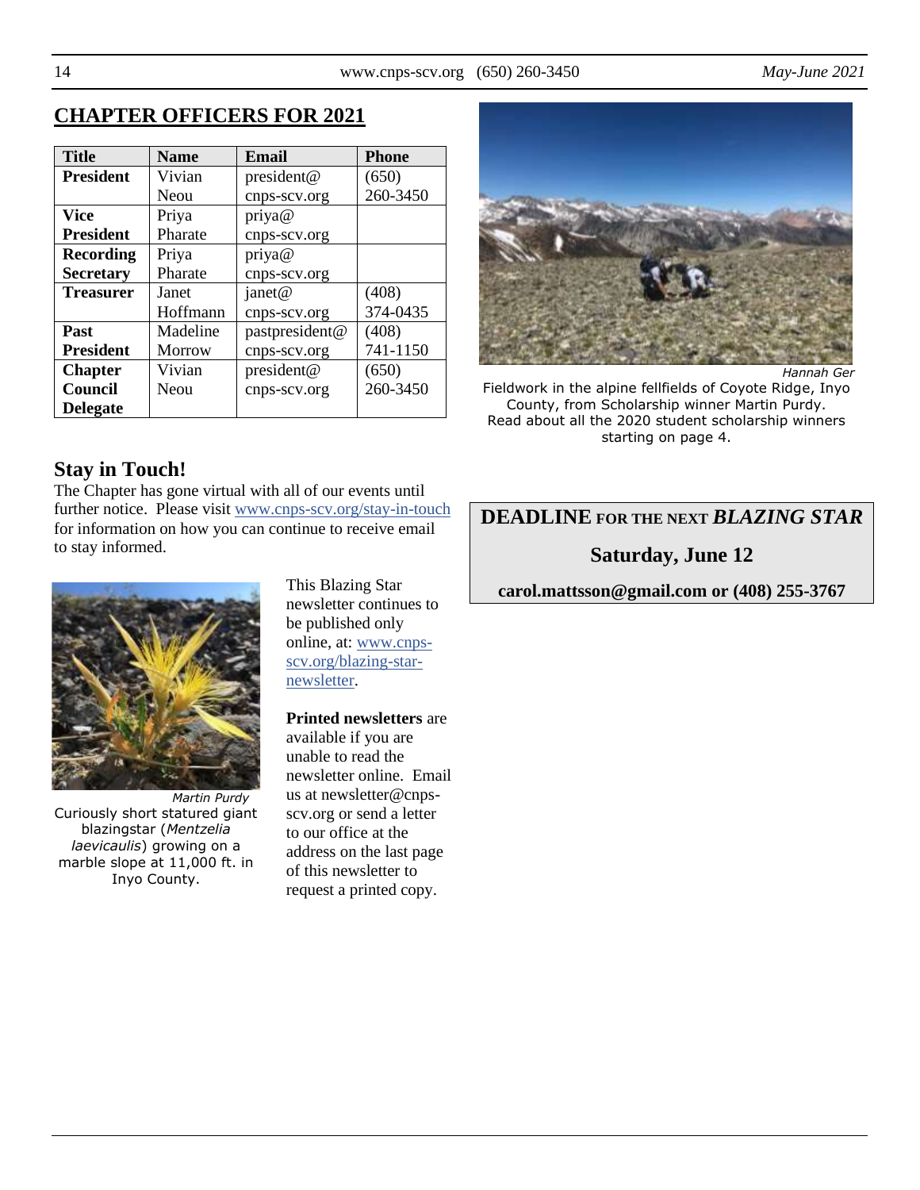## CHAPTER OFFICERS FOR 2021

| Title | Name | Email | Phone |
|---|---|---|---|
| **President** | Vivian Neou | president@cnps-scv.org | (650) 260-3450 |
| **Vice President** | Priya Pharate | priya@cnps-scv.org | |
| **Recording Secretary** | Priya Pharate | priya@cnps-scv.org | |
| **Treasurer** | Janet Hoffmann | janet@cnps-scv.org | (408) 374-0435 |
| **Past President** | Madeline Morrow | pastpresident@cnps-scv.org | (408) 741-1150 |
| **Chapter Council Delegate** | Vivian Neou | president@cnps-scv.org | (650) 260-3450 |

*Hannah Ger*

Fieldwork in the alpine fellfields of Coyote Ridge, Inyo County, from Scholarship winner Martin Purdy. Read about all the 2020 student scholarship winners starting on page 4.

## Stay in Touch!

The Chapter has gone virtual with all of our events until further notice. Please visit www.cnps-scv.org/stay-in-touch for information on how you can continue to receive email to stay informed.

*Martin Purdy*

Curiously short statured giant blazingstar (*Mentzelia laevicaulis*) growing on a marble slope at 11,000 ft. in Inyo County.

This Blazing Star newsletter continues to be published only online, at: www.cnps-scv.org/blazing-star-newsletter.

**Printed newsletters** are available if you are unable to read the newsletter online. Email us at newsletter@cnps-scv.org or send a letter to our office at the address on the last page of this newsletter to request a printed copy.

**DEADLINE FOR THE NEXT *BLAZING STAR***

**Saturday, June 12**

**carol.mattsson@gmail.com or (408) 255-3767**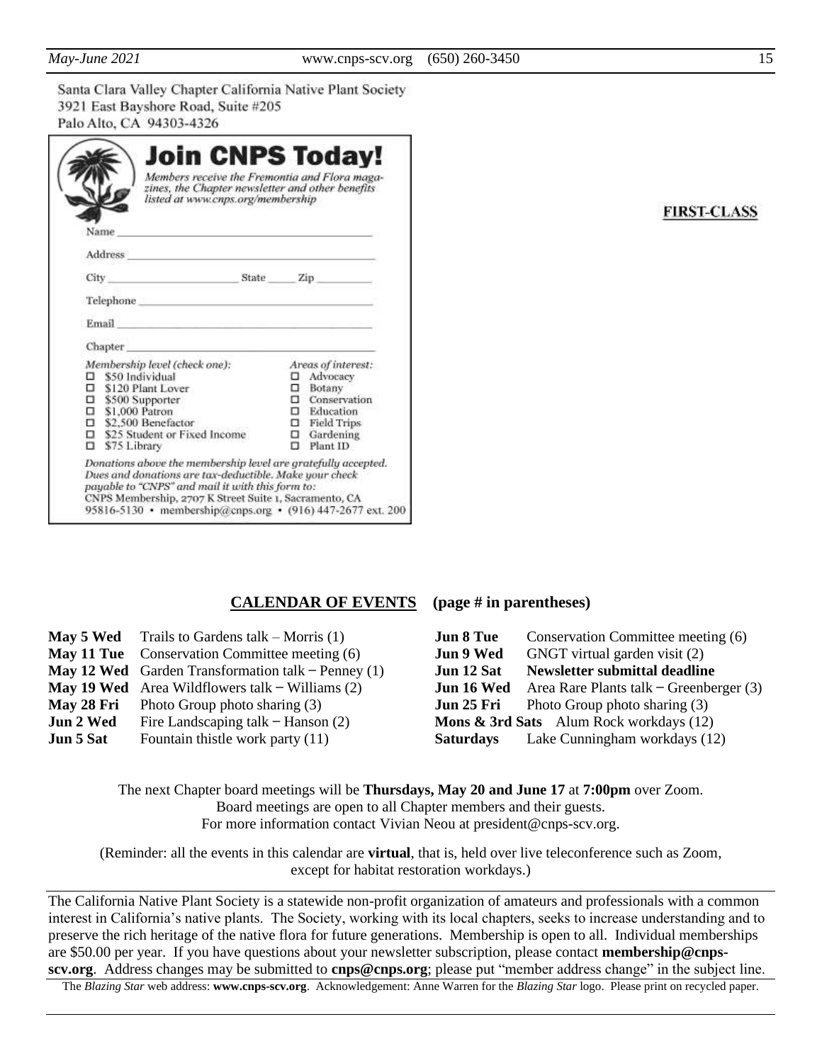Santa Clara Valley Chapter California Native Plant Society
3921 East Bayshore Road, Suite #205
Palo Alto, CA 94303-4326

FIRST-CLASS

# Join CNPS Today!

*Members receive the Fremontia and Flora magazines, the Chapter newsletter and other benefits listed at www.cnps.org/membership*

Name ______________________________

Address ______________________________

City ______________ State _____ Zip _________

Telephone ______________________________

Email ______________________________

Chapter ______________________________

*Membership level (check one):*

- ☐ $50 Individual
- ☐ $120 Plant Lover
- ☐ $500 Supporter
- ☐ $1,000 Patron
- ☐ $2,500 Benefactor
- ☐ $25 Student or Fixed Income
- ☐ $75 Library

*Areas of interest:*

- ☐ Advocacy
- ☐ Botany
- ☐ Conservation
- ☐ Education
- ☐ Field Trips
- ☐ Gardening
- ☐ Plant ID

*Donations above the membership level are gratefully accepted. Dues and donations are tax-deductible. Make your check payable to "CNPS" and mail it with this form to:*
CNPS Membership, 2707 K Street Suite 1, Sacramento, CA 95816-5130 • membership@cnps.org • (916) 447-2677 ext. 200

## CALENDAR OF EVENTS (page # in parentheses)

| | |
|---|---|
| **May 5 Wed** | Trails to Gardens talk – Morris (1) |
| **May 11 Tue** | Conservation Committee meeting (6) |
| **May 12 Wed** | Garden Transformation talk – Penney (1) |
| **May 19 Wed** | Area Wildflowers talk – Williams (2) |
| **May 28 Fri** | Photo Group photo sharing (3) |
| **Jun 2 Wed** | Fire Landscaping talk – Hanson (2) |
| **Jun 5 Sat** | Fountain thistle work party (11) |
| **Jun 8 Tue** | Conservation Committee meeting (6) |
| **Jun 9 Wed** | GNGT virtual garden visit (2) |
| **Jun 12 Sat** | **Newsletter submittal deadline** |
| **Jun 16 Wed** | Area Rare Plants talk – Greenberger (3) |
| **Jun 25 Fri** | Photo Group photo sharing (3) |
| **Mons & 3rd Sats** | Alum Rock workdays (12) |
| **Saturdays** | Lake Cunningham workdays (12) |

The next Chapter board meetings will be **Thursdays, May 20 and June 17** at **7:00pm** over Zoom.
Board meetings are open to all Chapter members and their guests.
For more information contact Vivian Neou at president@cnps-scv.org.

(Reminder: all the events in this calendar are **virtual**, that is, held over live teleconference such as Zoom, except for habitat restoration workdays.)

The California Native Plant Society is a statewide non-profit organization of amateurs and professionals with a common interest in California's native plants. The Society, working with its local chapters, seeks to increase understanding and to preserve the rich heritage of the native flora for future generations. Membership is open to all. Individual memberships are $50.00 per year. If you have questions about your newsletter subscription, please contact **membership@cnps-scv.org**. Address changes may be submitted to **cnps@cnps.org**; please put "member address change" in the subject line.

The *Blazing Star* web address: **www.cnps-scv.org**. Acknowledgement: Anne Warren for the *Blazing Star* logo. Please print on recycled paper.